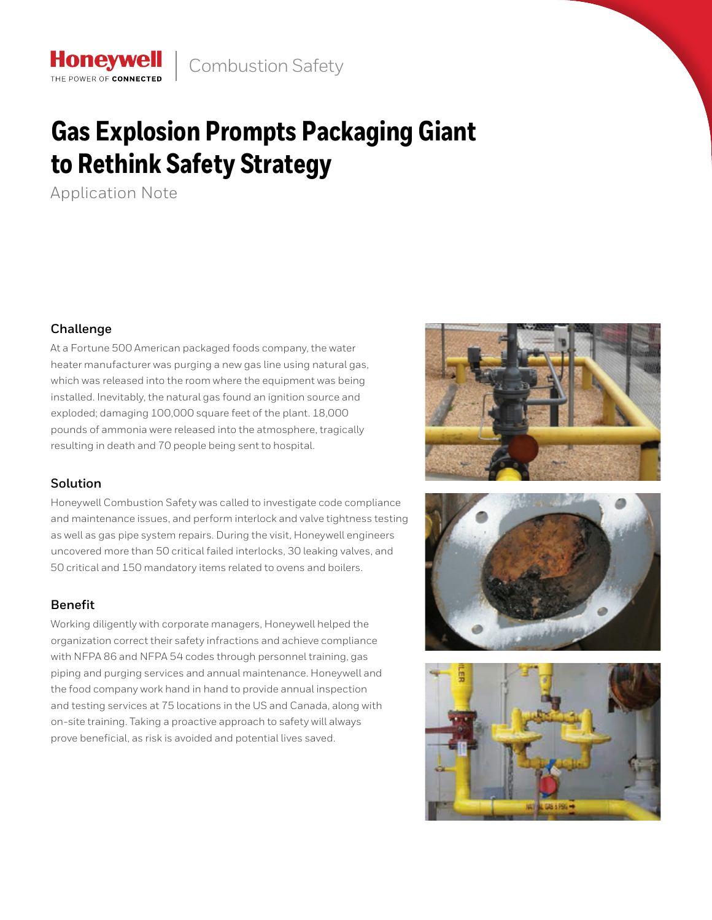Honeywell
THE POWER OF CONNECTED

Combustion Safety

# Gas Explosion Prompts Packaging Giant to Rethink Safety Strategy

Application Note

### Challenge

At a Fortune 500 American packaged foods company, the water heater manufacturer was purging a new gas line using natural gas, which was released into the room where the equipment was being installed. Inevitably, the natural gas found an ignition source and exploded; damaging 100,000 square feet of the plant. 18,000 pounds of ammonia were released into the atmosphere, tragically resulting in death and 70 people being sent to hospital.

### Solution

Honeywell Combustion Safety was called to investigate code compliance and maintenance issues, and perform interlock and valve tightness testing as well as gas pipe system repairs. During the visit, Honeywell engineers uncovered more than 50 critical failed interlocks, 30 leaking valves, and 50 critical and 150 mandatory items related to ovens and boilers.

### Benefit

Working diligently with corporate managers, Honeywell helped the organization correct their safety infractions and achieve compliance with NFPA 86 and NFPA 54 codes through personnel training, gas piping and purging services and annual maintenance. Honeywell and the food company work hand in hand to provide annual inspection and testing services at 75 locations in the US and Canada, along with on-site training. Taking a proactive approach to safety will always prove beneficial, as risk is avoided and potential lives saved.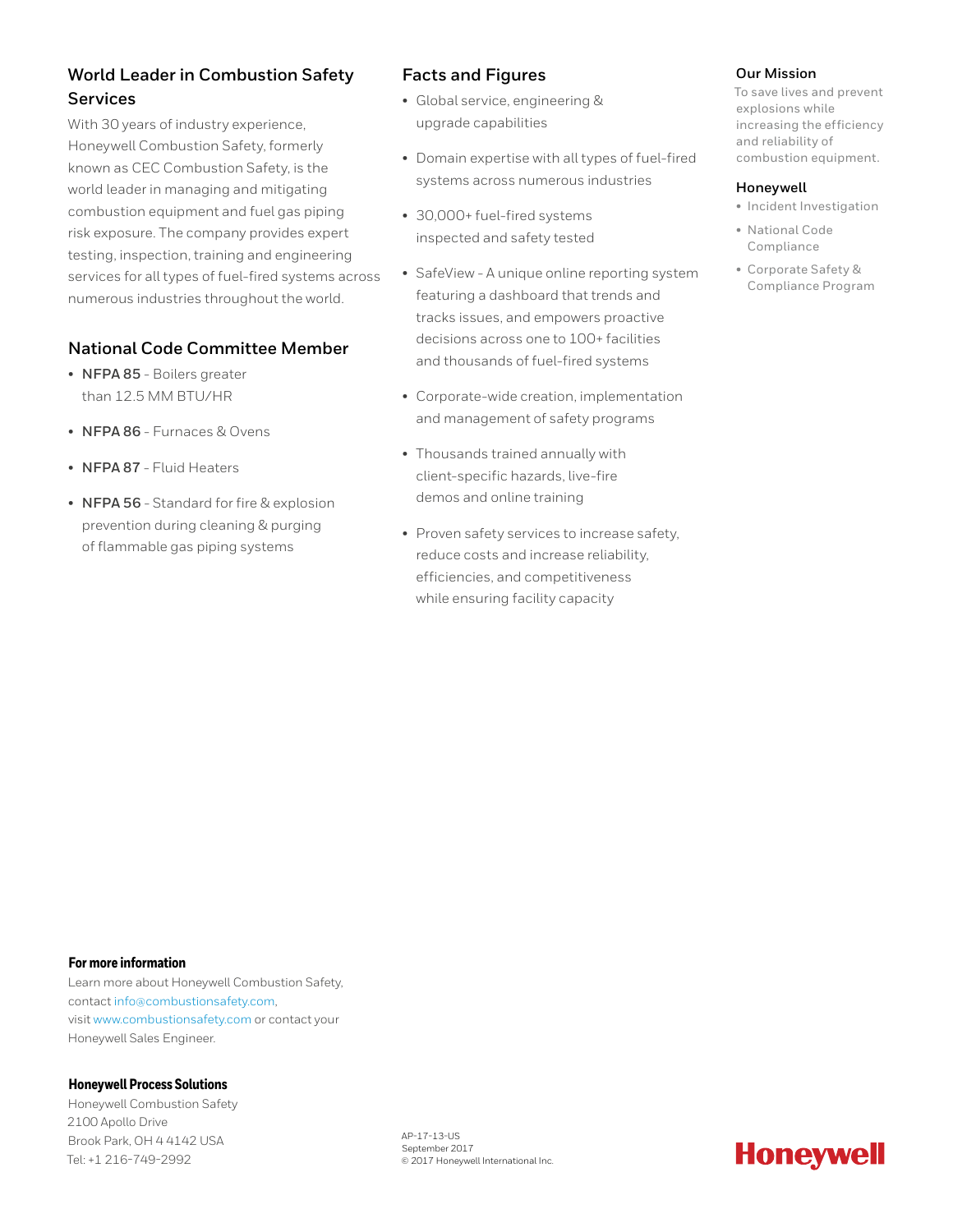## World Leader in Combustion Safety Services

With 30 years of industry experience, Honeywell Combustion Safety, formerly known as CEC Combustion Safety, is the world leader in managing and mitigating combustion equipment and fuel gas piping risk exposure. The company provides expert testing, inspection, training and engineering services for all types of fuel-fired systems across numerous industries throughout the world.

## National Code Committee Member

- **NFPA 85** - Boilers greater than 12.5 MM BTU/HR
- **NFPA 86** - Furnaces & Ovens
- **NFPA 87** - Fluid Heaters
- **NFPA 56** - Standard for fire & explosion prevention during cleaning & purging of flammable gas piping systems

## Facts and Figures

- Global service, engineering & upgrade capabilities
- Domain expertise with all types of fuel-fired systems across numerous industries
- 30,000+ fuel-fired systems inspected and safety tested
- SafeView - A unique online reporting system featuring a dashboard that trends and tracks issues, and empowers proactive decisions across one to 100+ facilities and thousands of fuel-fired systems
- Corporate-wide creation, implementation and management of safety programs
- Thousands trained annually with client-specific hazards, live-fire demos and online training
- Proven safety services to increase safety, reduce costs and increase reliability, efficiencies, and competitiveness while ensuring facility capacity

### Our Mission

To save lives and prevent explosions while increasing the efficiency and reliability of combustion equipment.

### Honeywell

- Incident Investigation
- National Code Compliance
- Corporate Safety & Compliance Program

**For more information**

Learn more about Honeywell Combustion Safety, contact info@combustionsafety.com, visit www.combustionsafety.com or contact your Honeywell Sales Engineer.

**Honeywell Process Solutions**

Honeywell Combustion Safety
2100 Apollo Drive
Brook Park, OH 4 4142 USA
Tel: +1 216-749-2992

AP-17-13-US
September 2017
© 2017 Honeywell International Inc.

Honeywell